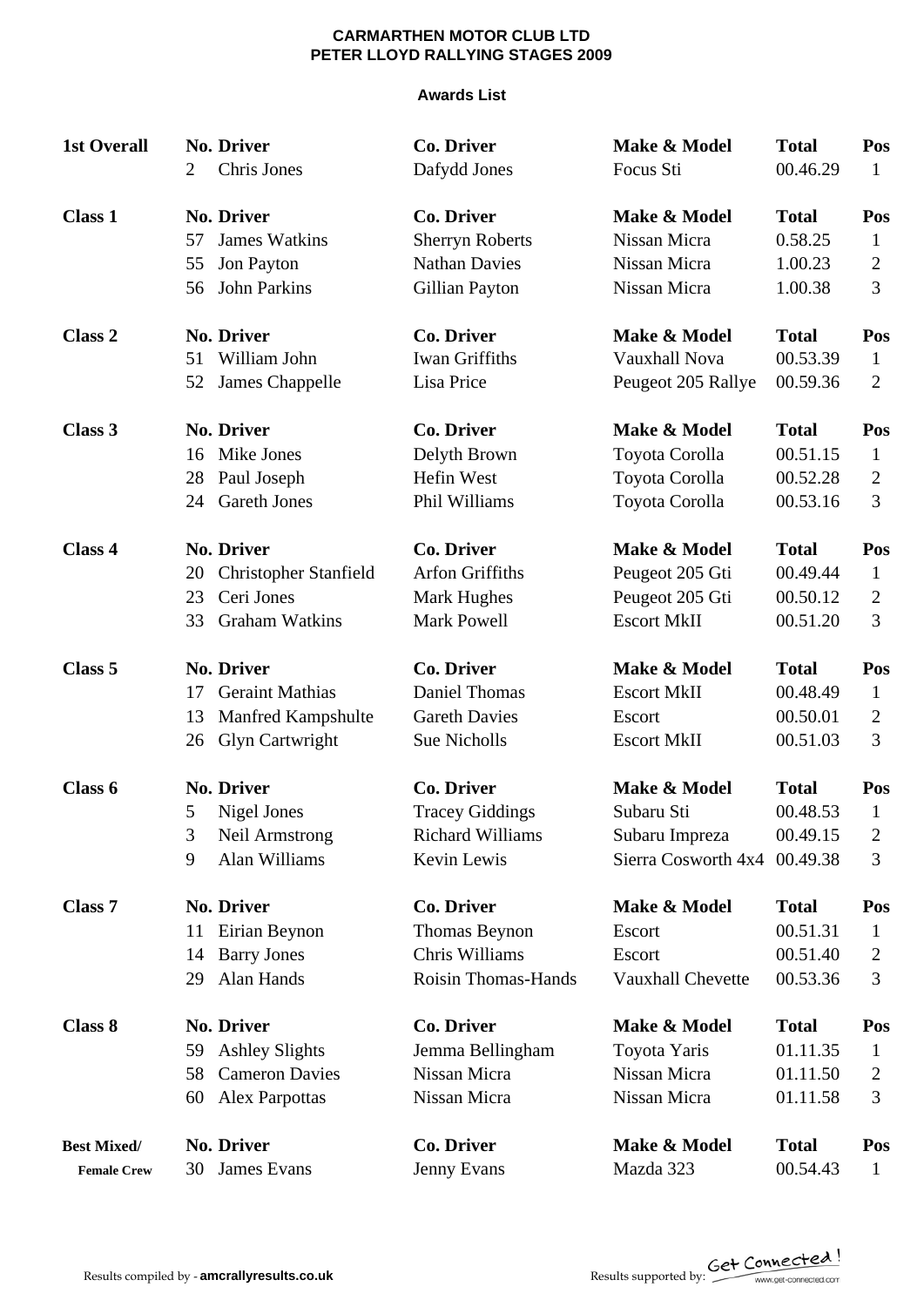**CARMARTHEN MOTOR CLUB LTD**
**PETER LLOYD RALLYING STAGES 2009**

**Awards List**

| **1st Overall** | **No.** | **Driver** | **Co. Driver** | **Make & Model** | **Total** | **Pos** |
|---|---|---|---|---|---|---|
| | 2 | Chris Jones | Dafydd Jones | Focus Sti | 00.46.29 | 1 |
| **Class 1** | **No.** | **Driver** | **Co. Driver** | **Make & Model** | **Total** | **Pos** |
| | 57 | James Watkins | Sherryn Roberts | Nissan Micra | 0.58.25 | 1 |
| | 55 | Jon Payton | Nathan Davies | Nissan Micra | 1.00.23 | 2 |
| | 56 | John Parkins | Gillian Payton | Nissan Micra | 1.00.38 | 3 |
| **Class 2** | **No.** | **Driver** | **Co. Driver** | **Make & Model** | **Total** | **Pos** |
| | 51 | William John | Iwan Griffiths | Vauxhall Nova | 00.53.39 | 1 |
| | 52 | James Chappelle | Lisa Price | Peugeot 205 Rallye | 00.59.36 | 2 |
| **Class 3** | **No.** | **Driver** | **Co. Driver** | **Make & Model** | **Total** | **Pos** |
| | 16 | Mike Jones | Delyth Brown | Toyota Corolla | 00.51.15 | 1 |
| | 28 | Paul Joseph | Hefin West | Toyota Corolla | 00.52.28 | 2 |
| | 24 | Gareth Jones | Phil Williams | Toyota Corolla | 00.53.16 | 3 |
| **Class 4** | **No.** | **Driver** | **Co. Driver** | **Make & Model** | **Total** | **Pos** |
| | 20 | Christopher Stanfield | Arfon Griffiths | Peugeot 205 Gti | 00.49.44 | 1 |
| | 23 | Ceri Jones | Mark Hughes | Peugeot 205 Gti | 00.50.12 | 2 |
| | 33 | Graham Watkins | Mark Powell | Escort MkII | 00.51.20 | 3 |
| **Class 5** | **No.** | **Driver** | **Co. Driver** | **Make & Model** | **Total** | **Pos** |
| | 17 | Geraint Mathias | Daniel Thomas | Escort MkII | 00.48.49 | 1 |
| | 13 | Manfred Kampshulte | Gareth Davies | Escort | 00.50.01 | 2 |
| | 26 | Glyn Cartwright | Sue Nicholls | Escort MkII | 00.51.03 | 3 |
| **Class 6** | **No.** | **Driver** | **Co. Driver** | **Make & Model** | **Total** | **Pos** |
| | 5 | Nigel Jones | Tracey Giddings | Subaru Sti | 00.48.53 | 1 |
| | 3 | Neil Armstrong | Richard Williams | Subaru Impreza | 00.49.15 | 2 |
| | 9 | Alan Williams | Kevin Lewis | Sierra Cosworth 4x4 | 00.49.38 | 3 |
| **Class 7** | **No.** | **Driver** | **Co. Driver** | **Make & Model** | **Total** | **Pos** |
| | 11 | Eirian Beynon | Thomas Beynon | Escort | 00.51.31 | 1 |
| | 14 | Barry Jones | Chris Williams | Escort | 00.51.40 | 2 |
| | 29 | Alan Hands | Roisin Thomas-Hands | Vauxhall Chevette | 00.53.36 | 3 |
| **Class 8** | **No.** | **Driver** | **Co. Driver** | **Make & Model** | **Total** | **Pos** |
| | 59 | Ashley Slights | Jemma Bellingham | Toyota Yaris | 01.11.35 | 1 |
| | 58 | Cameron Davies | Nissan Micra | Nissan Micra | 01.11.50 | 2 |
| | 60 | Alex Parpottas | Nissan Micra | Nissan Micra | 01.11.58 | 3 |
| **Best Mixed/ Female Crew** | **No.** | **Driver** | **Co. Driver** | **Make & Model** | **Total** | **Pos** |
| | 30 | James Evans | Jenny Evans | Mazda 323 | 00.54.43 | 1 |

Results compiled by - **amcrallyresults.co.uk**

Results supported by: Get Connected! www.get-connected.com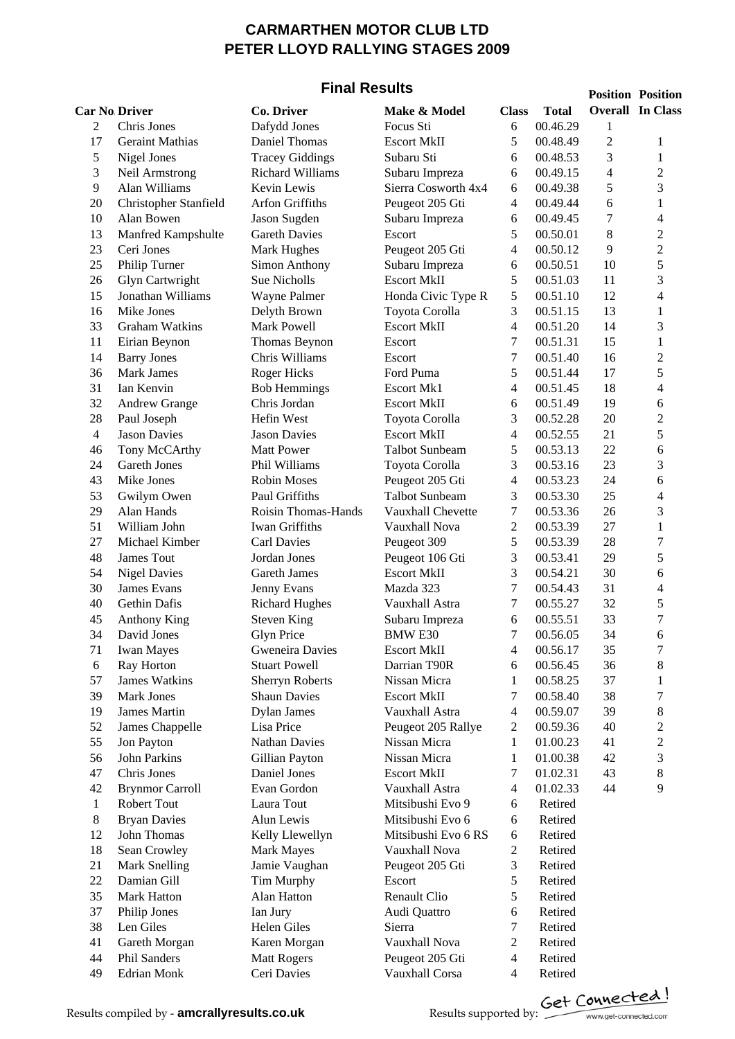# CARMARTHEN MOTOR CLUB LTD
# PETER LLOYD RALLYING STAGES 2009

## Final Results

| Car No. | Driver | Co. Driver | Make & Model | Class | Total | Position Overall | Position In Class |
|---|---|---|---|---|---|---|---|
| 2 | Chris Jones | Dafydd Jones | Focus Sti | 6 | 00.46.29 | 1 | |
| 17 | Geraint Mathias | Daniel Thomas | Escort MkII | 5 | 00.48.49 | 2 | 1 |
| 5 | Nigel Jones | Tracey Giddings | Subaru Sti | 6 | 00.48.53 | 3 | 1 |
| 3 | Neil Armstrong | Richard Williams | Subaru Impreza | 6 | 00.49.15 | 4 | 2 |
| 9 | Alan Williams | Kevin Lewis | Sierra Cosworth 4x4 | 6 | 00.49.38 | 5 | 3 |
| 20 | Christopher Stanfield | Arfon Griffiths | Peugeot 205 Gti | 4 | 00.49.44 | 6 | 1 |
| 10 | Alan Bowen | Jason Sugden | Subaru Impreza | 6 | 00.49.45 | 7 | 4 |
| 13 | Manfred Kampshulte | Gareth Davies | Escort | 5 | 00.50.01 | 8 | 2 |
| 23 | Ceri Jones | Mark Hughes | Peugeot 205 Gti | 4 | 00.50.12 | 9 | 2 |
| 25 | Philip Turner | Simon Anthony | Subaru Impreza | 6 | 00.50.51 | 10 | 5 |
| 26 | Glyn Cartwright | Sue Nicholls | Escort MkII | 5 | 00.51.03 | 11 | 3 |
| 15 | Jonathan Williams | Wayne Palmer | Honda Civic Type R | 5 | 00.51.10 | 12 | 4 |
| 16 | Mike Jones | Delyth Brown | Toyota Corolla | 3 | 00.51.15 | 13 | 1 |
| 33 | Graham Watkins | Mark Powell | Escort MkII | 4 | 00.51.20 | 14 | 3 |
| 11 | Eirian Beynon | Thomas Beynon | Escort | 7 | 00.51.31 | 15 | 1 |
| 14 | Barry Jones | Chris Williams | Escort | 7 | 00.51.40 | 16 | 2 |
| 36 | Mark James | Roger Hicks | Ford Puma | 5 | 00.51.44 | 17 | 5 |
| 31 | Ian Kenvin | Bob Hemmings | Escort Mk1 | 4 | 00.51.45 | 18 | 4 |
| 32 | Andrew Grange | Chris Jordan | Escort MkII | 6 | 00.51.49 | 19 | 6 |
| 28 | Paul Joseph | Hefin West | Toyota Corolla | 3 | 00.52.28 | 20 | 2 |
| 4 | Jason Davies | Jason Davies | Escort MkII | 4 | 00.52.55 | 21 | 5 |
| 46 | Tony McCArthy | Matt Power | Talbot Sunbeam | 5 | 00.53.13 | 22 | 6 |
| 24 | Gareth Jones | Phil Williams | Toyota Corolla | 3 | 00.53.16 | 23 | 3 |
| 43 | Mike Jones | Robin Moses | Peugeot 205 Gti | 4 | 00.53.23 | 24 | 6 |
| 53 | Gwilym Owen | Paul Griffiths | Talbot Sunbeam | 3 | 00.53.30 | 25 | 4 |
| 29 | Alan Hands | Roisin Thomas-Hands | Vauxhall Chevette | 7 | 00.53.36 | 26 | 3 |
| 51 | William John | Iwan Griffiths | Vauxhall Nova | 2 | 00.53.39 | 27 | 1 |
| 27 | Michael Kimber | Carl Davies | Peugeot 309 | 5 | 00.53.39 | 28 | 7 |
| 48 | James Tout | Jordan Jones | Peugeot 106 Gti | 3 | 00.53.41 | 29 | 5 |
| 54 | Nigel Davies | Gareth James | Escort MkII | 3 | 00.54.21 | 30 | 6 |
| 30 | James Evans | Jenny Evans | Mazda 323 | 7 | 00.54.43 | 31 | 4 |
| 40 | Gethin Dafis | Richard Hughes | Vauxhall Astra | 7 | 00.55.27 | 32 | 5 |
| 45 | Anthony King | Steven King | Subaru Impreza | 6 | 00.55.51 | 33 | 7 |
| 34 | David Jones | Glyn Price | BMW E30 | 7 | 00.56.05 | 34 | 6 |
| 71 | Iwan Mayes | Gweneira Davies | Escort MkII | 4 | 00.56.17 | 35 | 7 |
| 6 | Ray Horton | Stuart Powell | Darrian T90R | 6 | 00.56.45 | 36 | 8 |
| 57 | James Watkins | Sherryn Roberts | Nissan Micra | 1 | 00.58.25 | 37 | 1 |
| 39 | Mark Jones | Shaun Davies | Escort MkII | 7 | 00.58.40 | 38 | 7 |
| 19 | James Martin | Dylan James | Vauxhall Astra | 4 | 00.59.07 | 39 | 8 |
| 52 | James Chappelle | Lisa Price | Peugeot 205 Rallye | 2 | 00.59.36 | 40 | 2 |
| 55 | Jon Payton | Nathan Davies | Nissan Micra | 1 | 01.00.23 | 41 | 2 |
| 56 | John Parkins | Gillian Payton | Nissan Micra | 1 | 01.00.38 | 42 | 3 |
| 47 | Chris Jones | Daniel Jones | Escort MkII | 7 | 01.02.31 | 43 | 8 |
| 42 | Brynmor Carroll | Evan Gordon | Vauxhall Astra | 4 | 01.02.33 | 44 | 9 |
| 1 | Robert Tout | Laura Tout | Mitsibushi Evo 9 | 6 | Retired | | |
| 8 | Bryan Davies | Alun Lewis | Mitsibushi Evo 6 | 6 | Retired | | |
| 12 | John Thomas | Kelly Llewellyn | Mitsibushi Evo 6 RS | 6 | Retired | | |
| 18 | Sean Crowley | Mark Mayes | Vauxhall Nova | 2 | Retired | | |
| 21 | Mark Snelling | Jamie Vaughan | Peugeot 205 Gti | 3 | Retired | | |
| 22 | Damian Gill | Tim Murphy | Escort | 5 | Retired | | |
| 35 | Mark Hatton | Alan Hatton | Renault Clio | 5 | Retired | | |
| 37 | Philip Jones | Ian Jury | Audi Quattro | 6 | Retired | | |
| 38 | Len Giles | Helen Giles | Sierra | 7 | Retired | | |
| 41 | Gareth Morgan | Karen Morgan | Vauxhall Nova | 2 | Retired | | |
| 44 | Phil Sanders | Matt Rogers | Peugeot 205 Gti | 4 | Retired | | |
| 49 | Edrian Monk | Ceri Davies | Vauxhall Corsa | 4 | Retired | | |

Results compiled by - **amcrallyresults.co.uk**

Results supported by: Get Connected! www.get-connected.com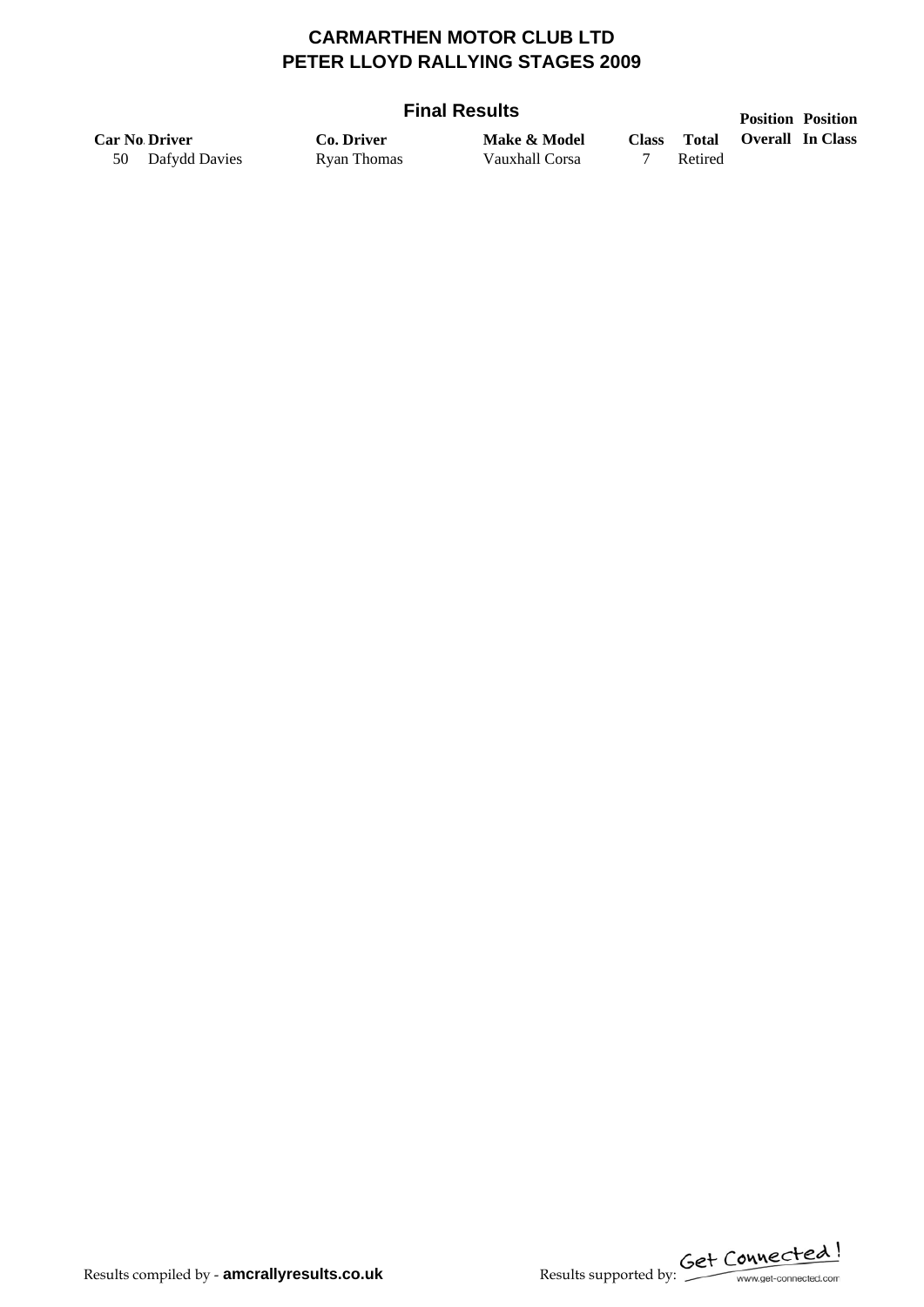# CARMARTHEN MOTOR CLUB LTD
# PETER LLOYD RALLYING STAGES 2009

## Final Results

| Car No. | Driver | Co. Driver | Make & Model | Class | Total | Position Overall | Position In Class |
|---|---|---|---|---|---|---|---|
| 50 | Dafydd Davies | Ryan Thomas | Vauxhall Corsa | 7 | Retired | | |

Results compiled by - **amcrallyresults.co.uk**

Results supported by: Get Connected! www.get-connected.com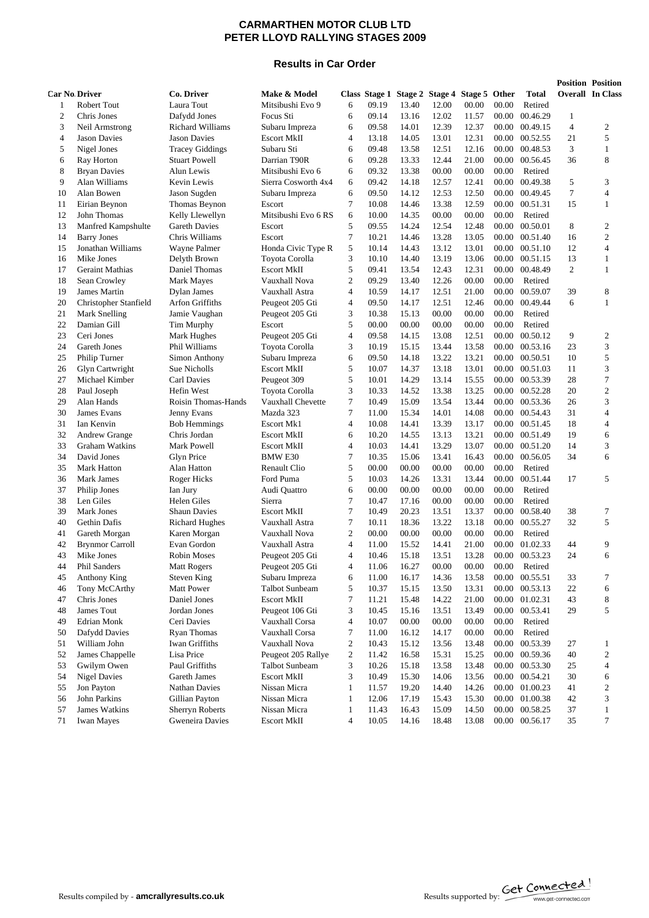**CARMARTHEN MOTOR CLUB LTD**
**PETER LLOYD RALLYING STAGES 2009**

**Results in Car Order**

| Car No. | Driver | Co. Driver | Make & Model | Class | Stage 1 | Stage 2 | Stage 4 | Stage 5 | Other | Total | Position Overall | Position In Class |
|---|---|---|---|---|---|---|---|---|---|---|---|---|
| 1 | Robert Tout | Laura Tout | Mitsibushi Evo 9 | 6 | 09.19 | 13.40 | 12.00 | 00.00 | 00.00 | Retired | | |
| 2 | Chris Jones | Dafydd Jones | Focus Sti | 6 | 09.14 | 13.16 | 12.02 | 11.57 | 00.00 | 00.46.29 | 1 | |
| 3 | Neil Armstrong | Richard Williams | Subaru Impreza | 6 | 09.58 | 14.01 | 12.39 | 12.37 | 00.00 | 00.49.15 | 4 | 2 |
| 4 | Jason Davies | Jason Davies | Escort MkII | 4 | 13.18 | 14.05 | 13.01 | 12.31 | 00.00 | 00.52.55 | 21 | 5 |
| 5 | Nigel Jones | Tracey Giddings | Subaru Sti | 6 | 09.48 | 13.58 | 12.51 | 12.16 | 00.00 | 00.48.53 | 3 | 1 |
| 6 | Ray Horton | Stuart Powell | Darrian T90R | 6 | 09.28 | 13.33 | 12.44 | 21.00 | 00.00 | 00.56.45 | 36 | 8 |
| 8 | Bryan Davies | Alun Lewis | Mitsibushi Evo 6 | 6 | 09.32 | 13.38 | 00.00 | 00.00 | 00.00 | Retired | | |
| 9 | Alan Williams | Kevin Lewis | Sierra Cosworth 4x4 | 6 | 09.42 | 14.18 | 12.57 | 12.41 | 00.00 | 00.49.38 | 5 | 3 |
| 10 | Alan Bowen | Jason Sugden | Subaru Impreza | 6 | 09.50 | 14.12 | 12.53 | 12.50 | 00.00 | 00.49.45 | 7 | 4 |
| 11 | Eirian Beynon | Thomas Beynon | Escort | 7 | 10.08 | 14.46 | 13.38 | 12.59 | 00.00 | 00.51.31 | 15 | 1 |
| 12 | John Thomas | Kelly Llewellyn | Mitsibushi Evo 6 RS | 6 | 10.00 | 14.35 | 00.00 | 00.00 | 00.00 | Retired | | |
| 13 | Manfred Kampshulte | Gareth Davies | Escort | 5 | 09.55 | 14.24 | 12.54 | 12.48 | 00.00 | 00.50.01 | 8 | 2 |
| 14 | Barry Jones | Chris Williams | Escort | 7 | 10.21 | 14.46 | 13.28 | 13.05 | 00.00 | 00.51.40 | 16 | 2 |
| 15 | Jonathan Williams | Wayne Palmer | Honda Civic Type R | 5 | 10.14 | 14.43 | 13.12 | 13.01 | 00.00 | 00.51.10 | 12 | 4 |
| 16 | Mike Jones | Delyth Brown | Toyota Corolla | 3 | 10.10 | 14.40 | 13.19 | 13.06 | 00.00 | 00.51.15 | 13 | 1 |
| 17 | Geraint Mathias | Daniel Thomas | Escort MkII | 5 | 09.41 | 13.54 | 12.43 | 12.31 | 00.00 | 00.48.49 | 2 | 1 |
| 18 | Sean Crowley | Mark Mayes | Vauxhall Nova | 2 | 09.29 | 13.40 | 12.26 | 00.00 | 00.00 | Retired | | |
| 19 | James Martin | Dylan James | Vauxhall Astra | 4 | 10.59 | 14.17 | 12.51 | 21.00 | 00.00 | 00.59.07 | 39 | 8 |
| 20 | Christopher Stanfield | Arfon Griffiths | Peugeot 205 Gti | 4 | 09.50 | 14.17 | 12.51 | 12.46 | 00.00 | 00.49.44 | 6 | 1 |
| 21 | Mark Snelling | Jamie Vaughan | Peugeot 205 Gti | 3 | 10.38 | 15.13 | 00.00 | 00.00 | 00.00 | Retired | | |
| 22 | Damian Gill | Tim Murphy | Escort | 5 | 00.00 | 00.00 | 00.00 | 00.00 | 00.00 | Retired | | |
| 23 | Ceri Jones | Mark Hughes | Peugeot 205 Gti | 4 | 09.58 | 14.15 | 13.08 | 12.51 | 00.00 | 00.50.12 | 9 | 2 |
| 24 | Gareth Jones | Phil Williams | Toyota Corolla | 3 | 10.19 | 15.15 | 13.44 | 13.58 | 00.00 | 00.53.16 | 23 | 3 |
| 25 | Philip Turner | Simon Anthony | Subaru Impreza | 6 | 09.50 | 14.18 | 13.22 | 13.21 | 00.00 | 00.50.51 | 10 | 5 |
| 26 | Glyn Cartwright | Sue Nicholls | Escort MkII | 5 | 10.07 | 14.37 | 13.18 | 13.01 | 00.00 | 00.51.03 | 11 | 3 |
| 27 | Michael Kimber | Carl Davies | Peugeot 309 | 5 | 10.01 | 14.29 | 13.14 | 15.55 | 00.00 | 00.53.39 | 28 | 7 |
| 28 | Paul Joseph | Hefin West | Toyota Corolla | 3 | 10.33 | 14.52 | 13.38 | 13.25 | 00.00 | 00.52.28 | 20 | 2 |
| 29 | Alan Hands | Roisin Thomas-Hands | Vauxhall Chevette | 7 | 10.49 | 15.09 | 13.54 | 13.44 | 00.00 | 00.53.36 | 26 | 3 |
| 30 | James Evans | Jenny Evans | Mazda 323 | 7 | 11.00 | 15.34 | 14.01 | 14.08 | 00.00 | 00.54.43 | 31 | 4 |
| 31 | Ian Kenvin | Bob Hemmings | Escort Mk1 | 4 | 10.08 | 14.41 | 13.39 | 13.17 | 00.00 | 00.51.45 | 18 | 4 |
| 32 | Andrew Grange | Chris Jordan | Escort MkII | 6 | 10.20 | 14.55 | 13.13 | 13.21 | 00.00 | 00.51.49 | 19 | 6 |
| 33 | Graham Watkins | Mark Powell | Escort MkII | 4 | 10.03 | 14.41 | 13.29 | 13.07 | 00.00 | 00.51.20 | 14 | 3 |
| 34 | David Jones | Glyn Price | BMW E30 | 7 | 10.35 | 15.06 | 13.41 | 16.43 | 00.00 | 00.56.05 | 34 | 6 |
| 35 | Mark Hatton | Alan Hatton | Renault Clio | 5 | 00.00 | 00.00 | 00.00 | 00.00 | 00.00 | Retired | | |
| 36 | Mark James | Roger Hicks | Ford Puma | 5 | 10.03 | 14.26 | 13.31 | 13.44 | 00.00 | 00.51.44 | 17 | 5 |
| 37 | Philip Jones | Ian Jury | Audi Quattro | 6 | 00.00 | 00.00 | 00.00 | 00.00 | 00.00 | Retired | | |
| 38 | Len Giles | Helen Giles | Sierra | 7 | 10.47 | 17.16 | 00.00 | 00.00 | 00.00 | Retired | | |
| 39 | Mark Jones | Shaun Davies | Escort MkII | 7 | 10.49 | 20.23 | 13.51 | 13.37 | 00.00 | 00.58.40 | 38 | 7 |
| 40 | Gethin Dafis | Richard Hughes | Vauxhall Astra | 7 | 10.11 | 18.36 | 13.22 | 13.18 | 00.00 | 00.55.27 | 32 | 5 |
| 41 | Gareth Morgan | Karen Morgan | Vauxhall Nova | 2 | 00.00 | 00.00 | 00.00 | 00.00 | 00.00 | Retired | | |
| 42 | Brynmor Carroll | Evan Gordon | Vauxhall Astra | 4 | 11.00 | 15.52 | 14.41 | 21.00 | 00.00 | 01.02.33 | 44 | 9 |
| 43 | Mike Jones | Robin Moses | Peugeot 205 Gti | 4 | 10.46 | 15.18 | 13.51 | 13.28 | 00.00 | 00.53.23 | 24 | 6 |
| 44 | Phil Sanders | Matt Rogers | Peugeot 205 Gti | 4 | 11.06 | 16.27 | 00.00 | 00.00 | 00.00 | Retired | | |
| 45 | Anthony King | Steven King | Subaru Impreza | 6 | 11.00 | 16.17 | 14.36 | 13.58 | 00.00 | 00.55.51 | 33 | 7 |
| 46 | Tony McCArthy | Matt Power | Talbot Sunbeam | 5 | 10.37 | 15.15 | 13.50 | 13.31 | 00.00 | 00.53.13 | 22 | 6 |
| 47 | Chris Jones | Daniel Jones | Escort MkII | 7 | 11.21 | 15.48 | 14.22 | 21.00 | 00.00 | 01.02.31 | 43 | 8 |
| 48 | James Tout | Jordan Jones | Peugeot 106 Gti | 3 | 10.45 | 15.16 | 13.51 | 13.49 | 00.00 | 00.53.41 | 29 | 5 |
| 49 | Edrian Monk | Ceri Davies | Vauxhall Corsa | 4 | 10.07 | 00.00 | 00.00 | 00.00 | 00.00 | Retired | | |
| 50 | Dafydd Davies | Ryan Thomas | Vauxhall Corsa | 7 | 11.00 | 16.12 | 14.17 | 00.00 | 00.00 | Retired | | |
| 51 | William John | Iwan Griffiths | Vauxhall Nova | 2 | 10.43 | 15.12 | 13.56 | 13.48 | 00.00 | 00.53.39 | 27 | 1 |
| 52 | James Chappelle | Lisa Price | Peugeot 205 Rallye | 2 | 11.42 | 16.58 | 15.31 | 15.25 | 00.00 | 00.59.36 | 40 | 2 |
| 53 | Gwilym Owen | Paul Griffiths | Talbot Sunbeam | 3 | 10.26 | 15.18 | 13.58 | 13.48 | 00.00 | 00.53.30 | 25 | 4 |
| 54 | Nigel Davies | Gareth James | Escort MkII | 3 | 10.49 | 15.30 | 14.06 | 13.56 | 00.00 | 00.54.21 | 30 | 6 |
| 55 | Jon Payton | Nathan Davies | Nissan Micra | 1 | 11.57 | 19.20 | 14.40 | 14.26 | 00.00 | 01.00.23 | 41 | 2 |
| 56 | John Parkins | Gillian Payton | Nissan Micra | 1 | 12.06 | 17.19 | 15.43 | 15.30 | 00.00 | 01.00.38 | 42 | 3 |
| 57 | James Watkins | Sherryn Roberts | Nissan Micra | 1 | 11.43 | 16.43 | 15.09 | 14.50 | 00.00 | 00.58.25 | 37 | 1 |
| 71 | Iwan Mayes | Gweneira Davies | Escort MkII | 4 | 10.05 | 14.16 | 18.48 | 13.08 | 00.00 | 00.56.17 | 35 | 7 |

Results compiled by - **amcrallyresults.co.uk**

Results supported by: Get Connected! www.get-connected.com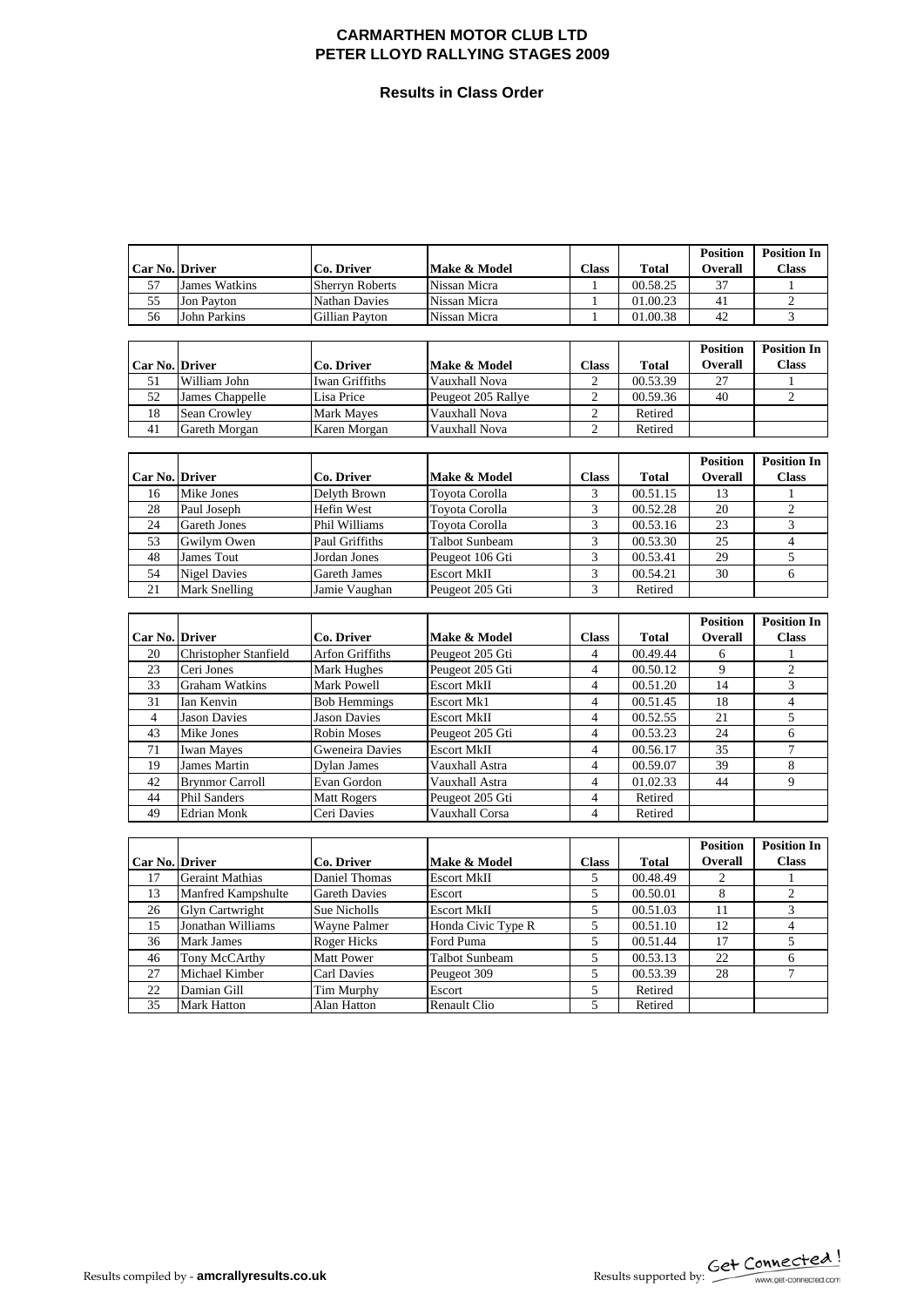# CARMARTHEN MOTOR CLUB LTD
# PETER LLOYD RALLYING STAGES 2009

## Results in Class Order

| Car No. | Driver | Co. Driver | Make & Model | Class | Total | Position Overall | Position In Class |
|---|---|---|---|---|---|---|---|
| 57 | James Watkins | Sherryn Roberts | Nissan Micra | 1 | 00.58.25 | 37 | 1 |
| 55 | Jon Payton | Nathan Davies | Nissan Micra | 1 | 01.00.23 | 41 | 2 |
| 56 | John Parkins | Gillian Payton | Nissan Micra | 1 | 01.00.38 | 42 | 3 |

| Car No. | Driver | Co. Driver | Make & Model | Class | Total | Position Overall | Position In Class |
|---|---|---|---|---|---|---|---|
| 51 | William John | Iwan Griffiths | Vauxhall Nova | 2 | 00.53.39 | 27 | 1 |
| 52 | James Chappelle | Lisa Price | Peugeot 205 Rallye | 2 | 00.59.36 | 40 | 2 |
| 18 | Sean Crowley | Mark Mayes | Vauxhall Nova | 2 | Retired | | |
| 41 | Gareth Morgan | Karen Morgan | Vauxhall Nova | 2 | Retired | | |

| Car No. | Driver | Co. Driver | Make & Model | Class | Total | Position Overall | Position In Class |
|---|---|---|---|---|---|---|---|
| 16 | Mike Jones | Delyth Brown | Toyota Corolla | 3 | 00.51.15 | 13 | 1 |
| 28 | Paul Joseph | Hefin West | Toyota Corolla | 3 | 00.52.28 | 20 | 2 |
| 24 | Gareth Jones | Phil Williams | Toyota Corolla | 3 | 00.53.16 | 23 | 3 |
| 53 | Gwilym Owen | Paul Griffiths | Talbot Sunbeam | 3 | 00.53.30 | 25 | 4 |
| 48 | James Tout | Jordan Jones | Peugeot 106 Gti | 3 | 00.53.41 | 29 | 5 |
| 54 | Nigel Davies | Gareth James | Escort MkII | 3 | 00.54.21 | 30 | 6 |
| 21 | Mark Snelling | Jamie Vaughan | Peugeot 205 Gti | 3 | Retired | | |

| Car No. | Driver | Co. Driver | Make & Model | Class | Total | Position Overall | Position In Class |
|---|---|---|---|---|---|---|---|
| 20 | Christopher Stanfield | Arfon Griffiths | Peugeot 205 Gti | 4 | 00.49.44 | 6 | 1 |
| 23 | Ceri Jones | Mark Hughes | Peugeot 205 Gti | 4 | 00.50.12 | 9 | 2 |
| 33 | Graham Watkins | Mark Powell | Escort MkII | 4 | 00.51.20 | 14 | 3 |
| 31 | Ian Kenvin | Bob Hemmings | Escort Mk1 | 4 | 00.51.45 | 18 | 4 |
| 4 | Jason Davies | Jason Davies | Escort MkII | 4 | 00.52.55 | 21 | 5 |
| 43 | Mike Jones | Robin Moses | Peugeot 205 Gti | 4 | 00.53.23 | 24 | 6 |
| 71 | Iwan Mayes | Gweneira Davies | Escort MkII | 4 | 00.56.17 | 35 | 7 |
| 19 | James Martin | Dylan James | Vauxhall Astra | 4 | 00.59.07 | 39 | 8 |
| 42 | Brynmor Carroll | Evan Gordon | Vauxhall Astra | 4 | 01.02.33 | 44 | 9 |
| 44 | Phil Sanders | Matt Rogers | Peugeot 205 Gti | 4 | Retired | | |
| 49 | Edrian Monk | Ceri Davies | Vauxhall Corsa | 4 | Retired | | |

| Car No. | Driver | Co. Driver | Make & Model | Class | Total | Position Overall | Position In Class |
|---|---|---|---|---|---|---|---|
| 17 | Geraint Mathias | Daniel Thomas | Escort MkII | 5 | 00.48.49 | 2 | 1 |
| 13 | Manfred Kampshulte | Gareth Davies | Escort | 5 | 00.50.01 | 8 | 2 |
| 26 | Glyn Cartwright | Sue Nicholls | Escort MkII | 5 | 00.51.03 | 11 | 3 |
| 15 | Jonathan Williams | Wayne Palmer | Honda Civic Type R | 5 | 00.51.10 | 12 | 4 |
| 36 | Mark James | Roger Hicks | Ford Puma | 5 | 00.51.44 | 17 | 5 |
| 46 | Tony McCArthy | Matt Power | Talbot Sunbeam | 5 | 00.53.13 | 22 | 6 |
| 27 | Michael Kimber | Carl Davies | Peugeot 309 | 5 | 00.53.39 | 28 | 7 |
| 22 | Damian Gill | Tim Murphy | Escort | 5 | Retired | | |
| 35 | Mark Hatton | Alan Hatton | Renault Clio | 5 | Retired | | |

Results compiled by - **amcrallyresults.co.uk**

Results supported by: Get Connected! www.get-connected.com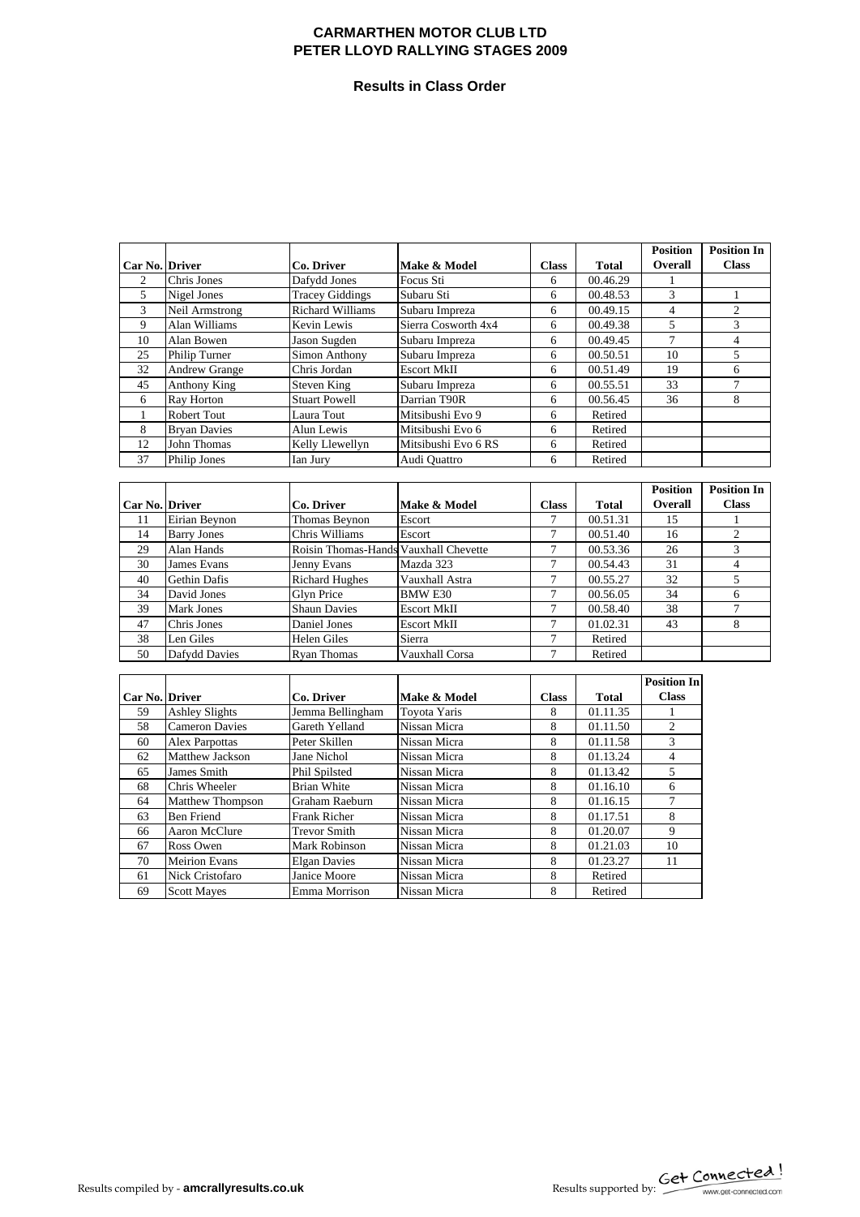# CARMARTHEN MOTOR CLUB LTD
# PETER LLOYD RALLYING STAGES 2009

## Results in Class Order

| Car No. | Driver | Co. Driver | Make & Model | Class | Total | Position Overall | Position In Class |
|---|---|---|---|---|---|---|---|
| 2 | Chris Jones | Dafydd Jones | Focus Sti | 6 | 00.46.29 | 1 | |
| 5 | Nigel Jones | Tracey Giddings | Subaru Sti | 6 | 00.48.53 | 3 | 1 |
| 3 | Neil Armstrong | Richard Williams | Subaru Impreza | 6 | 00.49.15 | 4 | 2 |
| 9 | Alan Williams | Kevin Lewis | Sierra Cosworth 4x4 | 6 | 00.49.38 | 5 | 3 |
| 10 | Alan Bowen | Jason Sugden | Subaru Impreza | 6 | 00.49.45 | 7 | 4 |
| 25 | Philip Turner | Simon Anthony | Subaru Impreza | 6 | 00.50.51 | 10 | 5 |
| 32 | Andrew Grange | Chris Jordan | Escort MkII | 6 | 00.51.49 | 19 | 6 |
| 45 | Anthony King | Steven King | Subaru Impreza | 6 | 00.55.51 | 33 | 7 |
| 6 | Ray Horton | Stuart Powell | Darrian T90R | 6 | 00.56.45 | 36 | 8 |
| 1 | Robert Tout | Laura Tout | Mitsibushi Evo 9 | 6 | Retired | | |
| 8 | Bryan Davies | Alun Lewis | Mitsibushi Evo 6 | 6 | Retired | | |
| 12 | John Thomas | Kelly Llewellyn | Mitsibushi Evo 6 RS | 6 | Retired | | |
| 37 | Philip Jones | Ian Jury | Audi Quattro | 6 | Retired | | |

| Car No. | Driver | Co. Driver | Make & Model | Class | Total | Position Overall | Position In Class |
|---|---|---|---|---|---|---|---|
| 11 | Eirian Beynon | Thomas Beynon | Escort | 7 | 00.51.31 | 15 | 1 |
| 14 | Barry Jones | Chris Williams | Escort | 7 | 00.51.40 | 16 | 2 |
| 29 | Alan Hands | Roisin Thomas-Hands | Vauxhall Chevette | 7 | 00.53.36 | 26 | 3 |
| 30 | James Evans | Jenny Evans | Mazda 323 | 7 | 00.54.43 | 31 | 4 |
| 40 | Gethin Dafis | Richard Hughes | Vauxhall Astra | 7 | 00.55.27 | 32 | 5 |
| 34 | David Jones | Glyn Price | BMW E30 | 7 | 00.56.05 | 34 | 6 |
| 39 | Mark Jones | Shaun Davies | Escort MkII | 7 | 00.58.40 | 38 | 7 |
| 47 | Chris Jones | Daniel Jones | Escort MkII | 7 | 01.02.31 | 43 | 8 |
| 38 | Len Giles | Helen Giles | Sierra | 7 | Retired | | |
| 50 | Dafydd Davies | Ryan Thomas | Vauxhall Corsa | 7 | Retired | | |

| Car No. | Driver | Co. Driver | Make & Model | Class | Total | Position In Class |
|---|---|---|---|---|---|---|
| 59 | Ashley Slights | Jemma Bellingham | Toyota Yaris | 8 | 01.11.35 | 1 |
| 58 | Cameron Davies | Gareth Yelland | Nissan Micra | 8 | 01.11.50 | 2 |
| 60 | Alex Parpottas | Peter Skillen | Nissan Micra | 8 | 01.11.58 | 3 |
| 62 | Matthew Jackson | Jane Nichol | Nissan Micra | 8 | 01.13.24 | 4 |
| 65 | James Smith | Phil Spilsted | Nissan Micra | 8 | 01.13.42 | 5 |
| 68 | Chris Wheeler | Brian White | Nissan Micra | 8 | 01.16.10 | 6 |
| 64 | Matthew Thompson | Graham Raeburn | Nissan Micra | 8 | 01.16.15 | 7 |
| 63 | Ben Friend | Frank Richer | Nissan Micra | 8 | 01.17.51 | 8 |
| 66 | Aaron McClure | Trevor Smith | Nissan Micra | 8 | 01.20.07 | 9 |
| 67 | Ross Owen | Mark Robinson | Nissan Micra | 8 | 01.21.03 | 10 |
| 70 | Meirion Evans | Elgan Davies | Nissan Micra | 8 | 01.23.27 | 11 |
| 61 | Nick Cristofaro | Janice Moore | Nissan Micra | 8 | Retired | |
| 69 | Scott Mayes | Emma Morrison | Nissan Micra | 8 | Retired | |

Results compiled by - **amcrallyresults.co.uk**

Results supported by: Get Connected! www.get-connected.com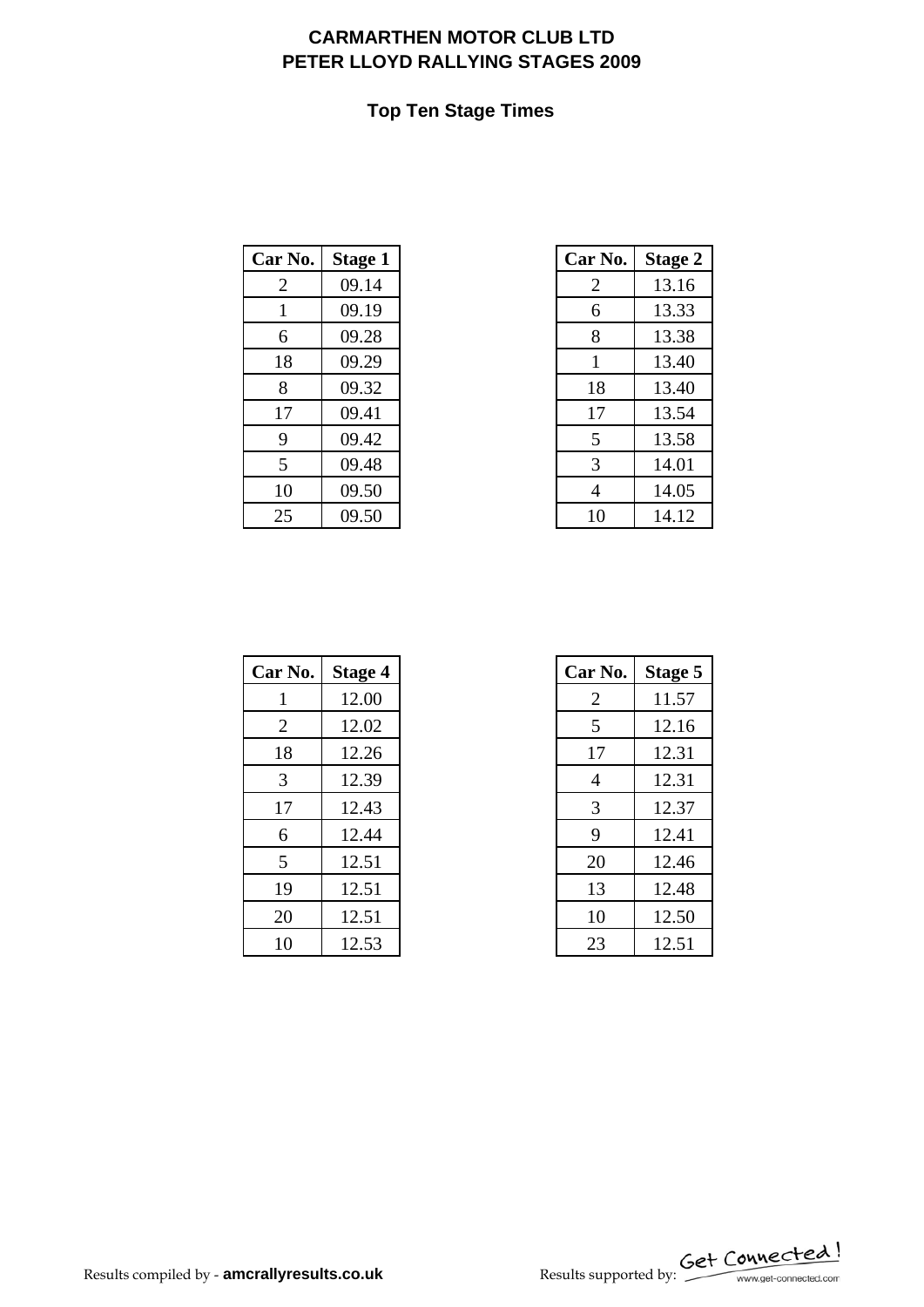# CARMARTHEN MOTOR CLUB LTD
# PETER LLOYD RALLYING STAGES 2009

## Top Ten Stage Times

| Car No. | Stage 1 |
|---|---|
| 2 | 09.14 |
| 1 | 09.19 |
| 6 | 09.28 |
| 18 | 09.29 |
| 8 | 09.32 |
| 17 | 09.41 |
| 9 | 09.42 |
| 5 | 09.48 |
| 10 | 09.50 |
| 25 | 09.50 |

| Car No. | Stage 2 |
|---|---|
| 2 | 13.16 |
| 6 | 13.33 |
| 8 | 13.38 |
| 1 | 13.40 |
| 18 | 13.40 |
| 17 | 13.54 |
| 5 | 13.58 |
| 3 | 14.01 |
| 4 | 14.05 |
| 10 | 14.12 |

| Car No. | Stage 4 |
|---|---|
| 1 | 12.00 |
| 2 | 12.02 |
| 18 | 12.26 |
| 3 | 12.39 |
| 17 | 12.43 |
| 6 | 12.44 |
| 5 | 12.51 |
| 19 | 12.51 |
| 20 | 12.51 |
| 10 | 12.53 |

| Car No. | Stage 5 |
|---|---|
| 2 | 11.57 |
| 5 | 12.16 |
| 17 | 12.31 |
| 4 | 12.31 |
| 3 | 12.37 |
| 9 | 12.41 |
| 20 | 12.46 |
| 13 | 12.48 |
| 10 | 12.50 |
| 23 | 12.51 |

Results compiled by - **amcrallyresults.co.uk**

Results supported by: Get Connected! www.get-connected.com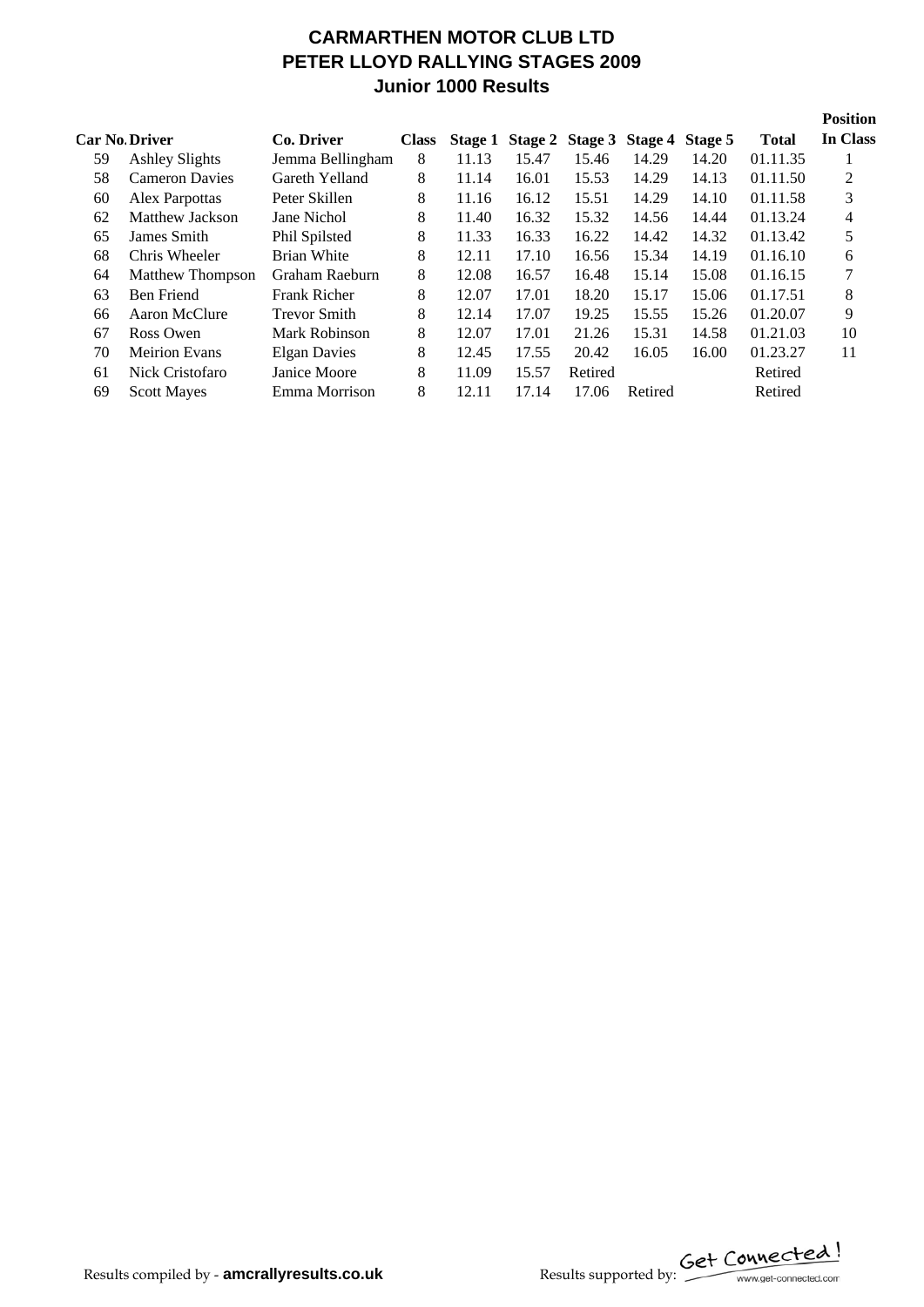# CARMARTHEN MOTOR CLUB LTD
# PETER LLOYD RALLYING STAGES 2009
## Junior 1000 Results

| Car No. | Driver | Co. Driver | Class | Stage 1 | Stage 2 | Stage 3 | Stage 4 | Stage 5 | Total | Position In Class |
|---|---|---|---|---|---|---|---|---|---|---|
| 59 | Ashley Slights | Jemma Bellingham | 8 | 11.13 | 15.47 | 15.46 | 14.29 | 14.20 | 01.11.35 | 1 |
| 58 | Cameron Davies | Gareth Yelland | 8 | 11.14 | 16.01 | 15.53 | 14.29 | 14.13 | 01.11.50 | 2 |
| 60 | Alex Parpottas | Peter Skillen | 8 | 11.16 | 16.12 | 15.51 | 14.29 | 14.10 | 01.11.58 | 3 |
| 62 | Matthew Jackson | Jane Nichol | 8 | 11.40 | 16.32 | 15.32 | 14.56 | 14.44 | 01.13.24 | 4 |
| 65 | James Smith | Phil Spilsted | 8 | 11.33 | 16.33 | 16.22 | 14.42 | 14.32 | 01.13.42 | 5 |
| 68 | Chris Wheeler | Brian White | 8 | 12.11 | 17.10 | 16.56 | 15.34 | 14.19 | 01.16.10 | 6 |
| 64 | Matthew Thompson | Graham Raeburn | 8 | 12.08 | 16.57 | 16.48 | 15.14 | 15.08 | 01.16.15 | 7 |
| 63 | Ben Friend | Frank Richer | 8 | 12.07 | 17.01 | 18.20 | 15.17 | 15.06 | 01.17.51 | 8 |
| 66 | Aaron McClure | Trevor Smith | 8 | 12.14 | 17.07 | 19.25 | 15.55 | 15.26 | 01.20.07 | 9 |
| 67 | Ross Owen | Mark Robinson | 8 | 12.07 | 17.01 | 21.26 | 15.31 | 14.58 | 01.21.03 | 10 |
| 70 | Meirion Evans | Elgan Davies | 8 | 12.45 | 17.55 | 20.42 | 16.05 | 16.00 | 01.23.27 | 11 |
| 61 | Nick Cristofaro | Janice Moore | 8 | 11.09 | 15.57 | Retired | | | Retired | |
| 69 | Scott Mayes | Emma Morrison | 8 | 12.11 | 17.14 | 17.06 | Retired | | Retired | |

Results compiled by - **amcrallyresults.co.uk**

Results supported by: Get Connected! www.get-connected.com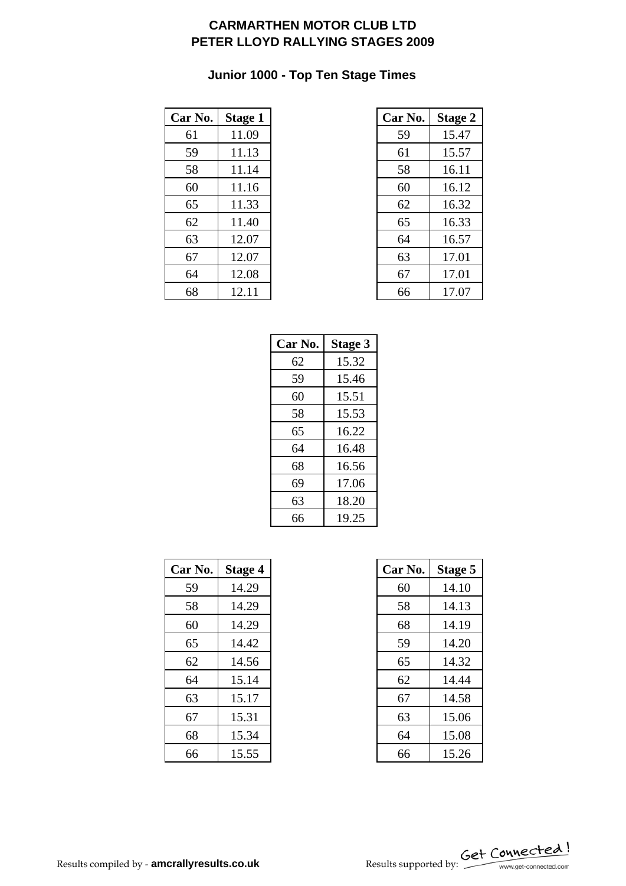# CARMARTHEN MOTOR CLUB LTD
# PETER LLOYD RALLYING STAGES 2009

## Junior 1000 - Top Ten Stage Times

| Car No. | Stage 1 |
|---|---|
| 61 | 11.09 |
| 59 | 11.13 |
| 58 | 11.14 |
| 60 | 11.16 |
| 65 | 11.33 |
| 62 | 11.40 |
| 63 | 12.07 |
| 67 | 12.07 |
| 64 | 12.08 |
| 68 | 12.11 |

| Car No. | Stage 2 |
|---|---|
| 59 | 15.47 |
| 61 | 15.57 |
| 58 | 16.11 |
| 60 | 16.12 |
| 62 | 16.32 |
| 65 | 16.33 |
| 64 | 16.57 |
| 63 | 17.01 |
| 67 | 17.01 |
| 66 | 17.07 |

| Car No. | Stage 3 |
|---|---|
| 62 | 15.32 |
| 59 | 15.46 |
| 60 | 15.51 |
| 58 | 15.53 |
| 65 | 16.22 |
| 64 | 16.48 |
| 68 | 16.56 |
| 69 | 17.06 |
| 63 | 18.20 |
| 66 | 19.25 |

| Car No. | Stage 4 |
|---|---|
| 59 | 14.29 |
| 58 | 14.29 |
| 60 | 14.29 |
| 65 | 14.42 |
| 62 | 14.56 |
| 64 | 15.14 |
| 63 | 15.17 |
| 67 | 15.31 |
| 68 | 15.34 |
| 66 | 15.55 |

| Car No. | Stage 5 |
|---|---|
| 60 | 14.10 |
| 58 | 14.13 |
| 68 | 14.19 |
| 59 | 14.20 |
| 65 | 14.32 |
| 62 | 14.44 |
| 67 | 14.58 |
| 63 | 15.06 |
| 64 | 15.08 |
| 66 | 15.26 |

Results compiled by - **amcrallyresults.co.uk**

Results supported by: Get Connected! www.get-connected.com